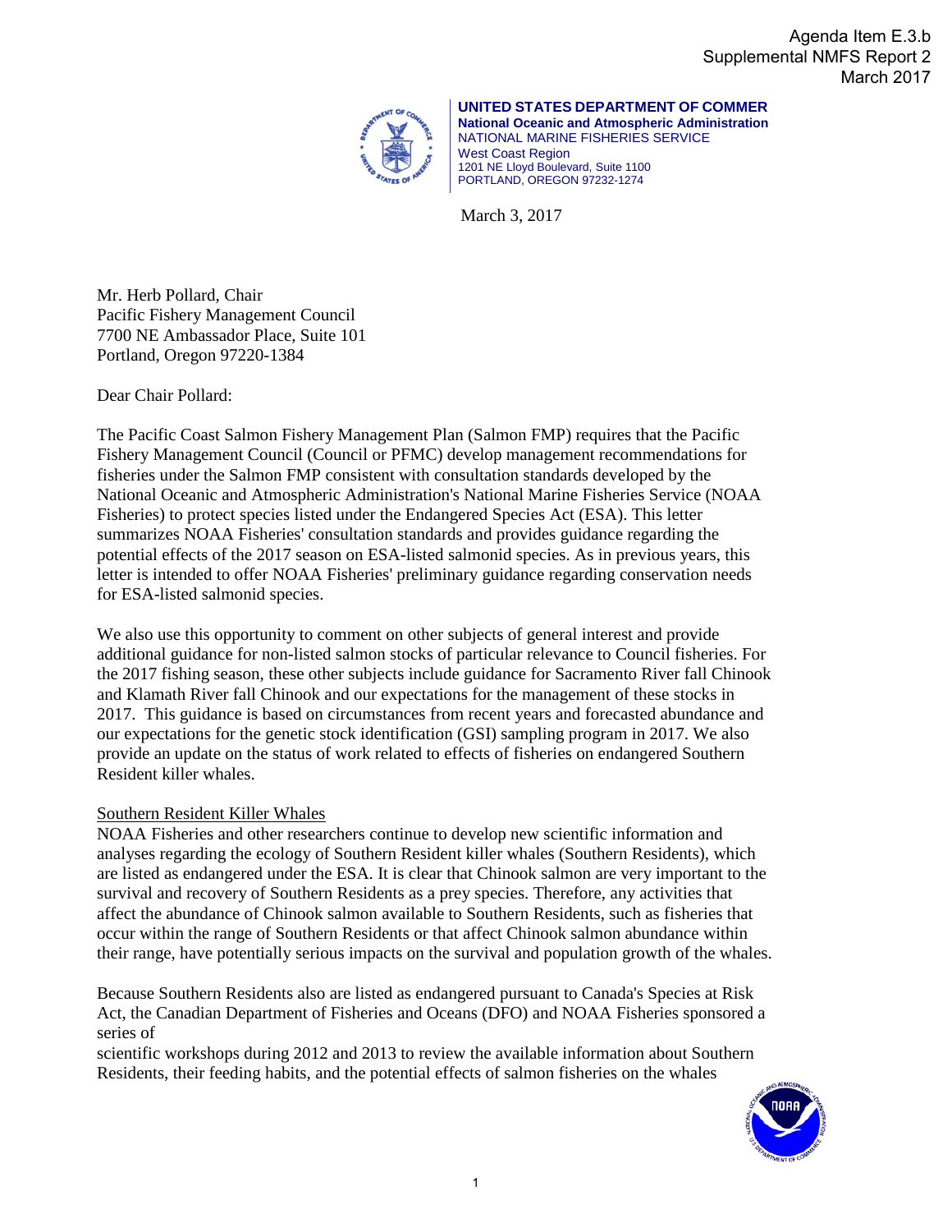Agenda Item E.3.b
Supplemental NMFS Report 2
March 2017

**UNITED STATES DEPARTMENT OF COMMER**
**National Oceanic and Atmospheric Administration**
NATIONAL MARINE FISHERIES SERVICE
West Coast Region
1201 NE Lloyd Boulevard, Suite 1100
PORTLAND, OREGON 97232-1274

March 3, 2017

Mr. Herb Pollard, Chair
Pacific Fishery Management Council
7700 NE Ambassador Place, Suite 101
Portland, Oregon 97220-1384

Dear Chair Pollard:

The Pacific Coast Salmon Fishery Management Plan (Salmon FMP) requires that the Pacific Fishery Management Council (Council or PFMC) develop management recommendations for fisheries under the Salmon FMP consistent with consultation standards developed by the National Oceanic and Atmospheric Administration's National Marine Fisheries Service (NOAA Fisheries) to protect species listed under the Endangered Species Act (ESA). This letter summarizes NOAA Fisheries' consultation standards and provides guidance regarding the potential effects of the 2017 season on ESA-listed salmonid species. As in previous years, this letter is intended to offer NOAA Fisheries' preliminary guidance regarding conservation needs for ESA-listed salmonid species.

We also use this opportunity to comment on other subjects of general interest and provide additional guidance for non-listed salmon stocks of particular relevance to Council fisheries. For the 2017 fishing season, these other subjects include guidance for Sacramento River fall Chinook and Klamath River fall Chinook and our expectations for the management of these stocks in 2017. This guidance is based on circumstances from recent years and forecasted abundance and our expectations for the genetic stock identification (GSI) sampling program in 2017. We also provide an update on the status of work related to effects of fisheries on endangered Southern Resident killer whales.

Southern Resident Killer Whales

NOAA Fisheries and other researchers continue to develop new scientific information and analyses regarding the ecology of Southern Resident killer whales (Southern Residents), which are listed as endangered under the ESA. It is clear that Chinook salmon are very important to the survival and recovery of Southern Residents as a prey species. Therefore, any activities that affect the abundance of Chinook salmon available to Southern Residents, such as fisheries that occur within the range of Southern Residents or that affect Chinook salmon abundance within their range, have potentially serious impacts on the survival and population growth of the whales.

Because Southern Residents also are listed as endangered pursuant to Canada's Species at Risk Act, the Canadian Department of Fisheries and Oceans (DFO) and NOAA Fisheries sponsored a series of
scientific workshops during 2012 and 2013 to review the available information about Southern Residents, their feeding habits, and the potential effects of salmon fisheries on the whales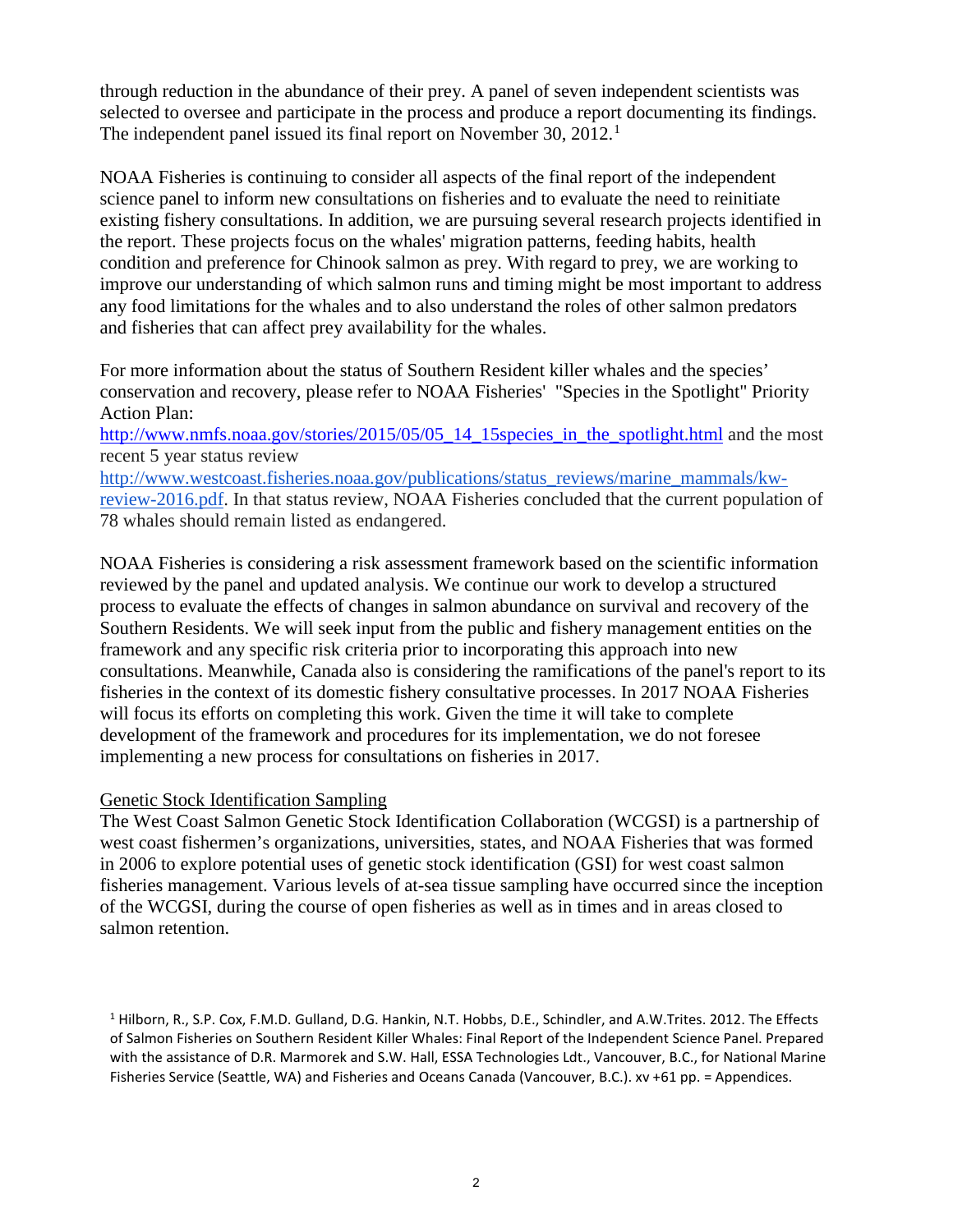through reduction in the abundance of their prey. A panel of seven independent scientists was selected to oversee and participate in the process and produce a report documenting its findings. The independent panel issued its final report on November 30, 2012.[1]

NOAA Fisheries is continuing to consider all aspects of the final report of the independent science panel to inform new consultations on fisheries and to evaluate the need to reinitiate existing fishery consultations. In addition, we are pursuing several research projects identified in the report. These projects focus on the whales' migration patterns, feeding habits, health condition and preference for Chinook salmon as prey. With regard to prey, we are working to improve our understanding of which salmon runs and timing might be most important to address any food limitations for the whales and to also understand the roles of other salmon predators and fisheries that can affect prey availability for the whales.

For more information about the status of Southern Resident killer whales and the species' conservation and recovery, please refer to NOAA Fisheries' "Species in the Spotlight" Priority Action Plan:
http://www.nmfs.noaa.gov/stories/2015/05/05_14_15species_in_the_spotlight.html and the most recent 5 year status review
http://www.westcoast.fisheries.noaa.gov/publications/status_reviews/marine_mammals/kw-review-2016.pdf. In that status review, NOAA Fisheries concluded that the current population of 78 whales should remain listed as endangered.

NOAA Fisheries is considering a risk assessment framework based on the scientific information reviewed by the panel and updated analysis. We continue our work to develop a structured process to evaluate the effects of changes in salmon abundance on survival and recovery of the Southern Residents. We will seek input from the public and fishery management entities on the framework and any specific risk criteria prior to incorporating this approach into new consultations. Meanwhile, Canada also is considering the ramifications of the panel's report to its fisheries in the context of its domestic fishery consultative processes. In 2017 NOAA Fisheries will focus its efforts on completing this work. Given the time it will take to complete development of the framework and procedures for its implementation, we do not foresee implementing a new process for consultations on fisheries in 2017.

Genetic Stock Identification Sampling

The West Coast Salmon Genetic Stock Identification Collaboration (WCGSI) is a partnership of west coast fishermen's organizations, universities, states, and NOAA Fisheries that was formed in 2006 to explore potential uses of genetic stock identification (GSI) for west coast salmon fisheries management. Various levels of at-sea tissue sampling have occurred since the inception of the WCGSI, during the course of open fisheries as well as in times and in areas closed to salmon retention.

[1] Hilborn, R., S.P. Cox, F.M.D. Gulland, D.G. Hankin, N.T. Hobbs, D.E., Schindler, and A.W.Trites. 2012. The Effects of Salmon Fisheries on Southern Resident Killer Whales: Final Report of the Independent Science Panel. Prepared with the assistance of D.R. Marmorek and S.W. Hall, ESSA Technologies Ldt., Vancouver, B.C., for National Marine Fisheries Service (Seattle, WA) and Fisheries and Oceans Canada (Vancouver, B.C.). xv +61 pp. = Appendices.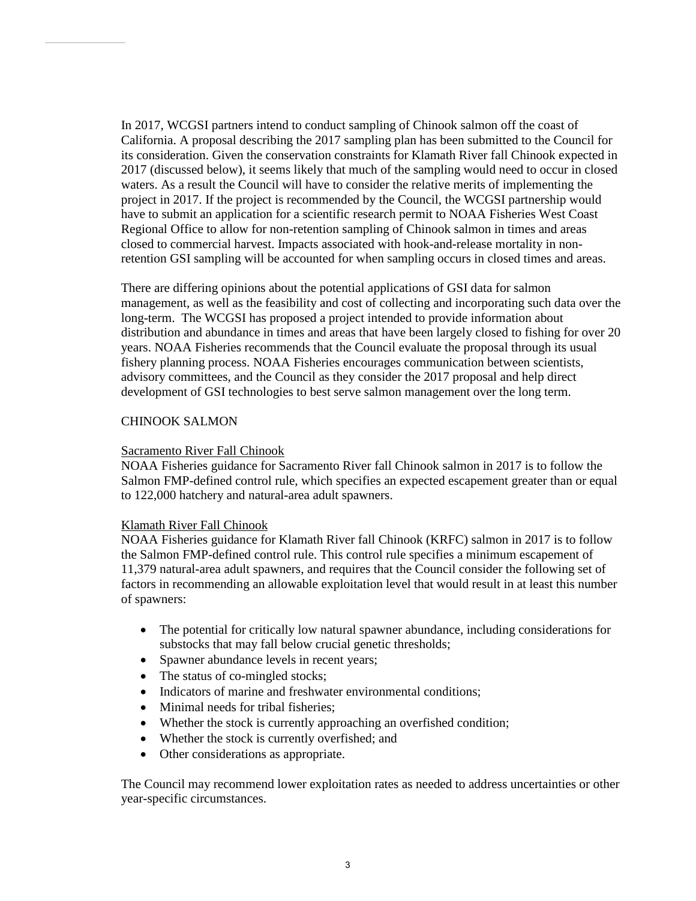In 2017, WCGSI partners intend to conduct sampling of Chinook salmon off the coast of California. A proposal describing the 2017 sampling plan has been submitted to the Council for its consideration. Given the conservation constraints for Klamath River fall Chinook expected in 2017 (discussed below), it seems likely that much of the sampling would need to occur in closed waters. As a result the Council will have to consider the relative merits of implementing the project in 2017. If the project is recommended by the Council, the WCGSI partnership would have to submit an application for a scientific research permit to NOAA Fisheries West Coast Regional Office to allow for non-retention sampling of Chinook salmon in times and areas closed to commercial harvest. Impacts associated with hook-and-release mortality in non-retention GSI sampling will be accounted for when sampling occurs in closed times and areas.

There are differing opinions about the potential applications of GSI data for salmon management, as well as the feasibility and cost of collecting and incorporating such data over the long-term. The WCGSI has proposed a project intended to provide information about distribution and abundance in times and areas that have been largely closed to fishing for over 20 years. NOAA Fisheries recommends that the Council evaluate the proposal through its usual fishery planning process. NOAA Fisheries encourages communication between scientists, advisory committees, and the Council as they consider the 2017 proposal and help direct development of GSI technologies to best serve salmon management over the long term.

## CHINOOK SALMON

### Sacramento River Fall Chinook

NOAA Fisheries guidance for Sacramento River fall Chinook salmon in 2017 is to follow the Salmon FMP-defined control rule, which specifies an expected escapement greater than or equal to 122,000 hatchery and natural-area adult spawners.

### Klamath River Fall Chinook

NOAA Fisheries guidance for Klamath River fall Chinook (KRFC) salmon in 2017 is to follow the Salmon FMP-defined control rule. This control rule specifies a minimum escapement of 11,379 natural-area adult spawners, and requires that the Council consider the following set of factors in recommending an allowable exploitation level that would result in at least this number of spawners:

- The potential for critically low natural spawner abundance, including considerations for substocks that may fall below crucial genetic thresholds;
- Spawner abundance levels in recent years;
- The status of co-mingled stocks;
- Indicators of marine and freshwater environmental conditions;
- Minimal needs for tribal fisheries;
- Whether the stock is currently approaching an overfished condition;
- Whether the stock is currently overfished; and
- Other considerations as appropriate.

The Council may recommend lower exploitation rates as needed to address uncertainties or other year-specific circumstances.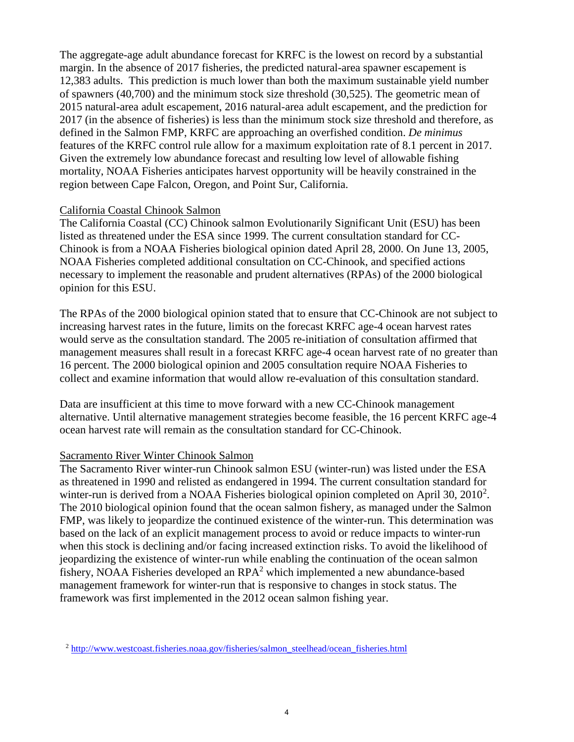The aggregate-age adult abundance forecast for KRFC is the lowest on record by a substantial margin. In the absence of 2017 fisheries, the predicted natural-area spawner escapement is 12,383 adults. This prediction is much lower than both the maximum sustainable yield number of spawners (40,700) and the minimum stock size threshold (30,525). The geometric mean of 2015 natural-area adult escapement, 2016 natural-area adult escapement, and the prediction for 2017 (in the absence of fisheries) is less than the minimum stock size threshold and therefore, as defined in the Salmon FMP, KRFC are approaching an overfished condition. *De minimus* features of the KRFC control rule allow for a maximum exploitation rate of 8.1 percent in 2017. Given the extremely low abundance forecast and resulting low level of allowable fishing mortality, NOAA Fisheries anticipates harvest opportunity will be heavily constrained in the region between Cape Falcon, Oregon, and Point Sur, California.

<u>California Coastal Chinook Salmon</u>

The California Coastal (CC) Chinook salmon Evolutionarily Significant Unit (ESU) has been listed as threatened under the ESA since 1999. The current consultation standard for CC-Chinook is from a NOAA Fisheries biological opinion dated April 28, 2000. On June 13, 2005, NOAA Fisheries completed additional consultation on CC-Chinook, and specified actions necessary to implement the reasonable and prudent alternatives (RPAs) of the 2000 biological opinion for this ESU.

The RPAs of the 2000 biological opinion stated that to ensure that CC-Chinook are not subject to increasing harvest rates in the future, limits on the forecast KRFC age-4 ocean harvest rates would serve as the consultation standard. The 2005 re-initiation of consultation affirmed that management measures shall result in a forecast KRFC age-4 ocean harvest rate of no greater than 16 percent. The 2000 biological opinion and 2005 consultation require NOAA Fisheries to collect and examine information that would allow re-evaluation of this consultation standard.

Data are insufficient at this time to move forward with a new CC-Chinook management alternative. Until alternative management strategies become feasible, the 16 percent KRFC age-4 ocean harvest rate will remain as the consultation standard for CC-Chinook.

<u>Sacramento River Winter Chinook Salmon</u>

The Sacramento River winter-run Chinook salmon ESU (winter-run) was listed under the ESA as threatened in 1990 and relisted as endangered in 1994. The current consultation standard for winter-run is derived from a NOAA Fisheries biological opinion completed on April 30, 2010[2]. The 2010 biological opinion found that the ocean salmon fishery, as managed under the Salmon FMP, was likely to jeopardize the continued existence of the winter-run. This determination was based on the lack of an explicit management process to avoid or reduce impacts to winter-run when this stock is declining and/or facing increased extinction risks. To avoid the likelihood of jeopardizing the existence of winter-run while enabling the continuation of the ocean salmon fishery, NOAA Fisheries developed an RPA[2] which implemented a new abundance-based management framework for winter-run that is responsive to changes in stock status. The framework was first implemented in the 2012 ocean salmon fishing year.

[2] http://www.westcoast.fisheries.noaa.gov/fisheries/salmon_steelhead/ocean_fisheries.html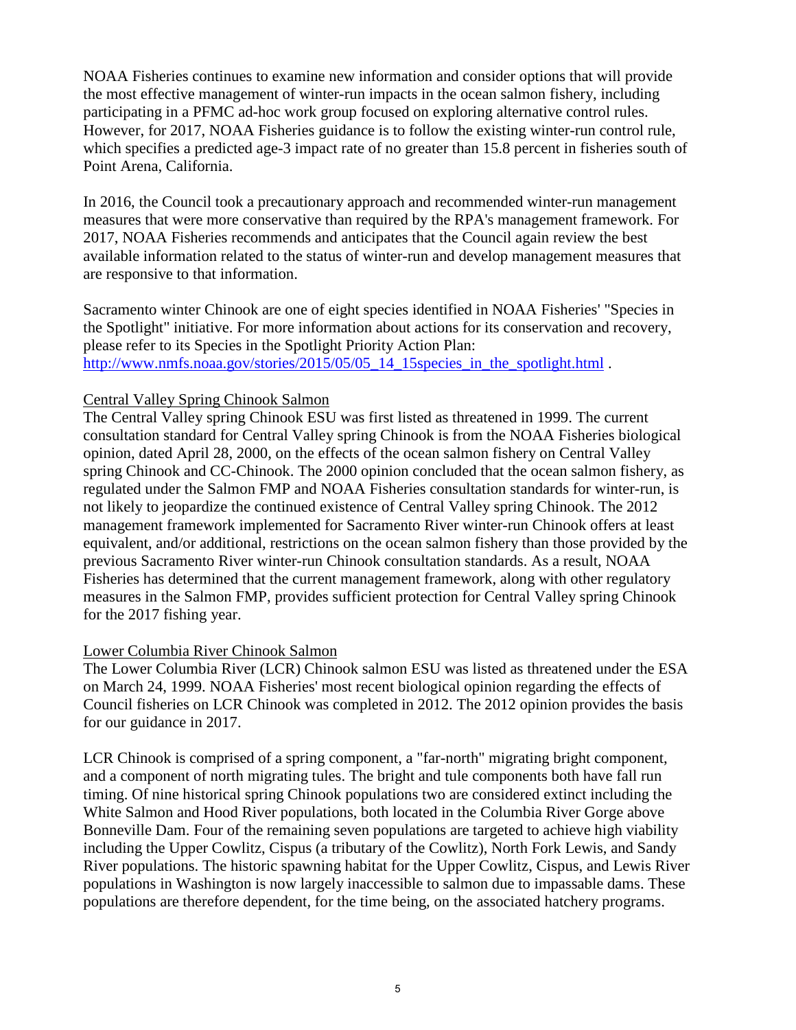NOAA Fisheries continues to examine new information and consider options that will provide the most effective management of winter-run impacts in the ocean salmon fishery, including participating in a PFMC ad-hoc work group focused on exploring alternative control rules. However, for 2017, NOAA Fisheries guidance is to follow the existing winter-run control rule, which specifies a predicted age-3 impact rate of no greater than 15.8 percent in fisheries south of Point Arena, California.

In 2016, the Council took a precautionary approach and recommended winter-run management measures that were more conservative than required by the RPA's management framework. For 2017, NOAA Fisheries recommends and anticipates that the Council again review the best available information related to the status of winter-run and develop management measures that are responsive to that information.

Sacramento winter Chinook are one of eight species identified in NOAA Fisheries' "Species in the Spotlight" initiative. For more information about actions for its conservation and recovery, please refer to its Species in the Spotlight Priority Action Plan: [http://www.nmfs.noaa.gov/stories/2015/05/05_14_15species_in_the_spotlight.html](http://www.nmfs.noaa.gov/stories/2015/05/05_14_15species_in_the_spotlight.html) .

Central Valley Spring Chinook Salmon

The Central Valley spring Chinook ESU was first listed as threatened in 1999. The current consultation standard for Central Valley spring Chinook is from the NOAA Fisheries biological opinion, dated April 28, 2000, on the effects of the ocean salmon fishery on Central Valley spring Chinook and CC-Chinook. The 2000 opinion concluded that the ocean salmon fishery, as regulated under the Salmon FMP and NOAA Fisheries consultation standards for winter-run, is not likely to jeopardize the continued existence of Central Valley spring Chinook. The 2012 management framework implemented for Sacramento River winter-run Chinook offers at least equivalent, and/or additional, restrictions on the ocean salmon fishery than those provided by the previous Sacramento River winter-run Chinook consultation standards. As a result, NOAA Fisheries has determined that the current management framework, along with other regulatory measures in the Salmon FMP, provides sufficient protection for Central Valley spring Chinook for the 2017 fishing year.

Lower Columbia River Chinook Salmon

The Lower Columbia River (LCR) Chinook salmon ESU was listed as threatened under the ESA on March 24, 1999. NOAA Fisheries' most recent biological opinion regarding the effects of Council fisheries on LCR Chinook was completed in 2012. The 2012 opinion provides the basis for our guidance in 2017.

LCR Chinook is comprised of a spring component, a "far-north" migrating bright component, and a component of north migrating tules. The bright and tule components both have fall run timing. Of nine historical spring Chinook populations two are considered extinct including the White Salmon and Hood River populations, both located in the Columbia River Gorge above Bonneville Dam. Four of the remaining seven populations are targeted to achieve high viability including the Upper Cowlitz, Cispus (a tributary of the Cowlitz), North Fork Lewis, and Sandy River populations. The historic spawning habitat for the Upper Cowlitz, Cispus, and Lewis River populations in Washington is now largely inaccessible to salmon due to impassable dams. These populations are therefore dependent, for the time being, on the associated hatchery programs.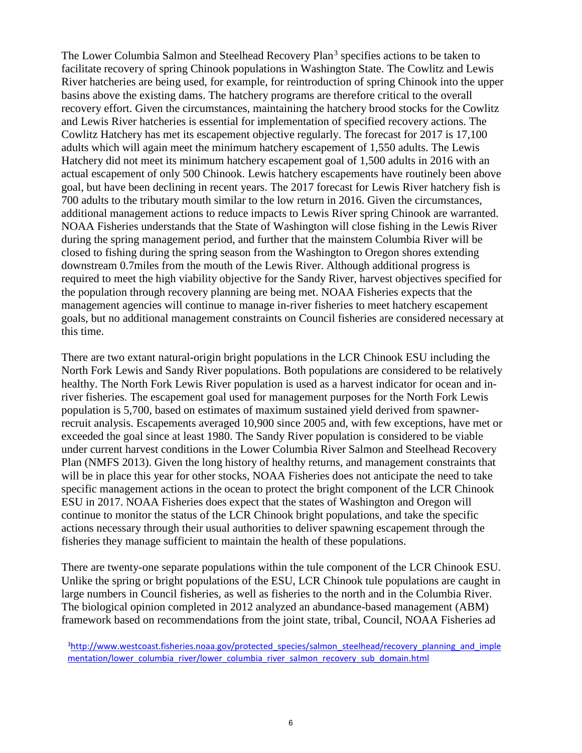The Lower Columbia Salmon and Steelhead Recovery Plan[3] specifies actions to be taken to facilitate recovery of spring Chinook populations in Washington State. The Cowlitz and Lewis River hatcheries are being used, for example, for reintroduction of spring Chinook into the upper basins above the existing dams. The hatchery programs are therefore critical to the overall recovery effort. Given the circumstances, maintaining the hatchery brood stocks for the Cowlitz and Lewis River hatcheries is essential for implementation of specified recovery actions. The Cowlitz Hatchery has met its escapement objective regularly. The forecast for 2017 is 17,100 adults which will again meet the minimum hatchery escapement of 1,550 adults. The Lewis Hatchery did not meet its minimum hatchery escapement goal of 1,500 adults in 2016 with an actual escapement of only 500 Chinook. Lewis hatchery escapements have routinely been above goal, but have been declining in recent years. The 2017 forecast for Lewis River hatchery fish is 700 adults to the tributary mouth similar to the low return in 2016. Given the circumstances, additional management actions to reduce impacts to Lewis River spring Chinook are warranted. NOAA Fisheries understands that the State of Washington will close fishing in the Lewis River during the spring management period, and further that the mainstem Columbia River will be closed to fishing during the spring season from the Washington to Oregon shores extending downstream 0.7miles from the mouth of the Lewis River. Although additional progress is required to meet the high viability objective for the Sandy River, harvest objectives specified for the population through recovery planning are being met. NOAA Fisheries expects that the management agencies will continue to manage in-river fisheries to meet hatchery escapement goals, but no additional management constraints on Council fisheries are considered necessary at this time.

There are two extant natural-origin bright populations in the LCR Chinook ESU including the North Fork Lewis and Sandy River populations. Both populations are considered to be relatively healthy. The North Fork Lewis River population is used as a harvest indicator for ocean and in-river fisheries. The escapement goal used for management purposes for the North Fork Lewis population is 5,700, based on estimates of maximum sustained yield derived from spawner-recruit analysis. Escapements averaged 10,900 since 2005 and, with few exceptions, have met or exceeded the goal since at least 1980. The Sandy River population is considered to be viable under current harvest conditions in the Lower Columbia River Salmon and Steelhead Recovery Plan (NMFS 2013). Given the long history of healthy returns, and management constraints that will be in place this year for other stocks, NOAA Fisheries does not anticipate the need to take specific management actions in the ocean to protect the bright component of the LCR Chinook ESU in 2017. NOAA Fisheries does expect that the states of Washington and Oregon will continue to monitor the status of the LCR Chinook bright populations, and take the specific actions necessary through their usual authorities to deliver spawning escapement through the fisheries they manage sufficient to maintain the health of these populations.

There are twenty-one separate populations within the tule component of the LCR Chinook ESU. Unlike the spring or bright populations of the ESU, LCR Chinook tule populations are caught in large numbers in Council fisheries, as well as fisheries to the north and in the Columbia River. The biological opinion completed in 2012 analyzed an abundance-based management (ABM) framework based on recommendations from the joint state, tribal, Council, NOAA Fisheries ad

[3] http://www.westcoast.fisheries.noaa.gov/protected_species/salmon_steelhead/recovery_planning_and_implementation/lower_columbia_river/lower_columbia_river_salmon_recovery_sub_domain.html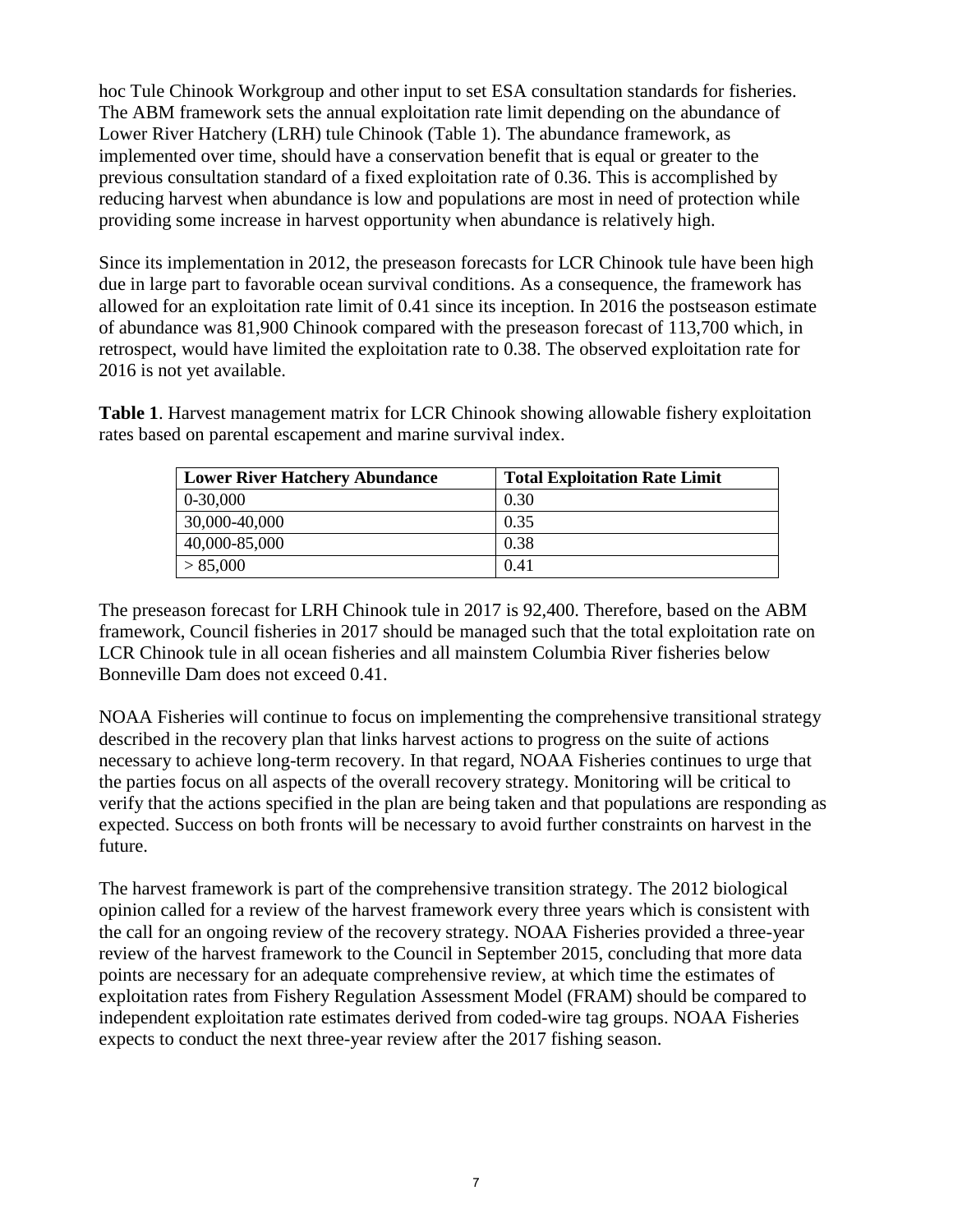hoc Tule Chinook Workgroup and other input to set ESA consultation standards for fisheries. The ABM framework sets the annual exploitation rate limit depending on the abundance of Lower River Hatchery (LRH) tule Chinook (Table 1). The abundance framework, as implemented over time, should have a conservation benefit that is equal or greater to the previous consultation standard of a fixed exploitation rate of 0.36. This is accomplished by reducing harvest when abundance is low and populations are most in need of protection while providing some increase in harvest opportunity when abundance is relatively high.

Since its implementation in 2012, the preseason forecasts for LCR Chinook tule have been high due in large part to favorable ocean survival conditions. As a consequence, the framework has allowed for an exploitation rate limit of 0.41 since its inception. In 2016 the postseason estimate of abundance was 81,900 Chinook compared with the preseason forecast of 113,700 which, in retrospect, would have limited the exploitation rate to 0.38. The observed exploitation rate for 2016 is not yet available.

**Table 1**. Harvest management matrix for LCR Chinook showing allowable fishery exploitation rates based on parental escapement and marine survival index.

| Lower River Hatchery Abundance | Total Exploitation Rate Limit |
|---|---|
| 0-30,000 | 0.30 |
| 30,000-40,000 | 0.35 |
| 40,000-85,000 | 0.38 |
| > 85,000 | 0.41 |

The preseason forecast for LRH Chinook tule in 2017 is 92,400. Therefore, based on the ABM framework, Council fisheries in 2017 should be managed such that the total exploitation rate on LCR Chinook tule in all ocean fisheries and all mainstem Columbia River fisheries below Bonneville Dam does not exceed 0.41.

NOAA Fisheries will continue to focus on implementing the comprehensive transitional strategy described in the recovery plan that links harvest actions to progress on the suite of actions necessary to achieve long-term recovery. In that regard, NOAA Fisheries continues to urge that the parties focus on all aspects of the overall recovery strategy. Monitoring will be critical to verify that the actions specified in the plan are being taken and that populations are responding as expected. Success on both fronts will be necessary to avoid further constraints on harvest in the future.

The harvest framework is part of the comprehensive transition strategy. The 2012 biological opinion called for a review of the harvest framework every three years which is consistent with the call for an ongoing review of the recovery strategy. NOAA Fisheries provided a three-year review of the harvest framework to the Council in September 2015, concluding that more data points are necessary for an adequate comprehensive review, at which time the estimates of exploitation rates from Fishery Regulation Assessment Model (FRAM) should be compared to independent exploitation rate estimates derived from coded-wire tag groups. NOAA Fisheries expects to conduct the next three-year review after the 2017 fishing season.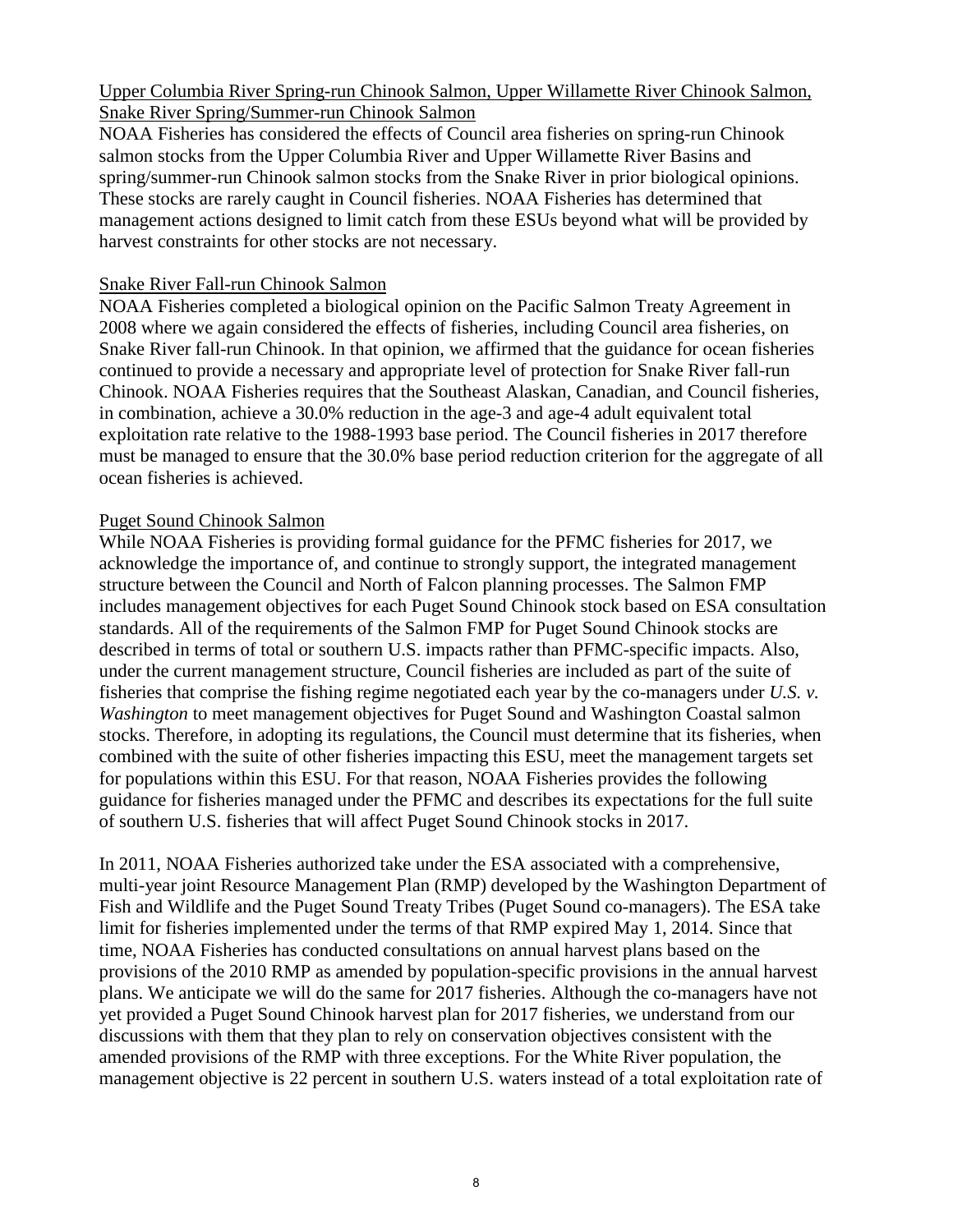Upper Columbia River Spring-run Chinook Salmon, Upper Willamette River Chinook Salmon, Snake River Spring/Summer-run Chinook Salmon

NOAA Fisheries has considered the effects of Council area fisheries on spring-run Chinook salmon stocks from the Upper Columbia River and Upper Willamette River Basins and spring/summer-run Chinook salmon stocks from the Snake River in prior biological opinions. These stocks are rarely caught in Council fisheries. NOAA Fisheries has determined that management actions designed to limit catch from these ESUs beyond what will be provided by harvest constraints for other stocks are not necessary.

Snake River Fall-run Chinook Salmon

NOAA Fisheries completed a biological opinion on the Pacific Salmon Treaty Agreement in 2008 where we again considered the effects of fisheries, including Council area fisheries, on Snake River fall-run Chinook. In that opinion, we affirmed that the guidance for ocean fisheries continued to provide a necessary and appropriate level of protection for Snake River fall-run Chinook. NOAA Fisheries requires that the Southeast Alaskan, Canadian, and Council fisheries, in combination, achieve a 30.0% reduction in the age-3 and age-4 adult equivalent total exploitation rate relative to the 1988-1993 base period. The Council fisheries in 2017 therefore must be managed to ensure that the 30.0% base period reduction criterion for the aggregate of all ocean fisheries is achieved.

Puget Sound Chinook Salmon

While NOAA Fisheries is providing formal guidance for the PFMC fisheries for 2017, we acknowledge the importance of, and continue to strongly support, the integrated management structure between the Council and North of Falcon planning processes. The Salmon FMP includes management objectives for each Puget Sound Chinook stock based on ESA consultation standards. All of the requirements of the Salmon FMP for Puget Sound Chinook stocks are described in terms of total or southern U.S. impacts rather than PFMC-specific impacts. Also, under the current management structure, Council fisheries are included as part of the suite of fisheries that comprise the fishing regime negotiated each year by the co-managers under *U.S. v. Washington* to meet management objectives for Puget Sound and Washington Coastal salmon stocks. Therefore, in adopting its regulations, the Council must determine that its fisheries, when combined with the suite of other fisheries impacting this ESU, meet the management targets set for populations within this ESU. For that reason, NOAA Fisheries provides the following guidance for fisheries managed under the PFMC and describes its expectations for the full suite of southern U.S. fisheries that will affect Puget Sound Chinook stocks in 2017.

In 2011, NOAA Fisheries authorized take under the ESA associated with a comprehensive, multi-year joint Resource Management Plan (RMP) developed by the Washington Department of Fish and Wildlife and the Puget Sound Treaty Tribes (Puget Sound co-managers). The ESA take limit for fisheries implemented under the terms of that RMP expired May 1, 2014. Since that time, NOAA Fisheries has conducted consultations on annual harvest plans based on the provisions of the 2010 RMP as amended by population-specific provisions in the annual harvest plans. We anticipate we will do the same for 2017 fisheries. Although the co-managers have not yet provided a Puget Sound Chinook harvest plan for 2017 fisheries, we understand from our discussions with them that they plan to rely on conservation objectives consistent with the amended provisions of the RMP with three exceptions. For the White River population, the management objective is 22 percent in southern U.S. waters instead of a total exploitation rate of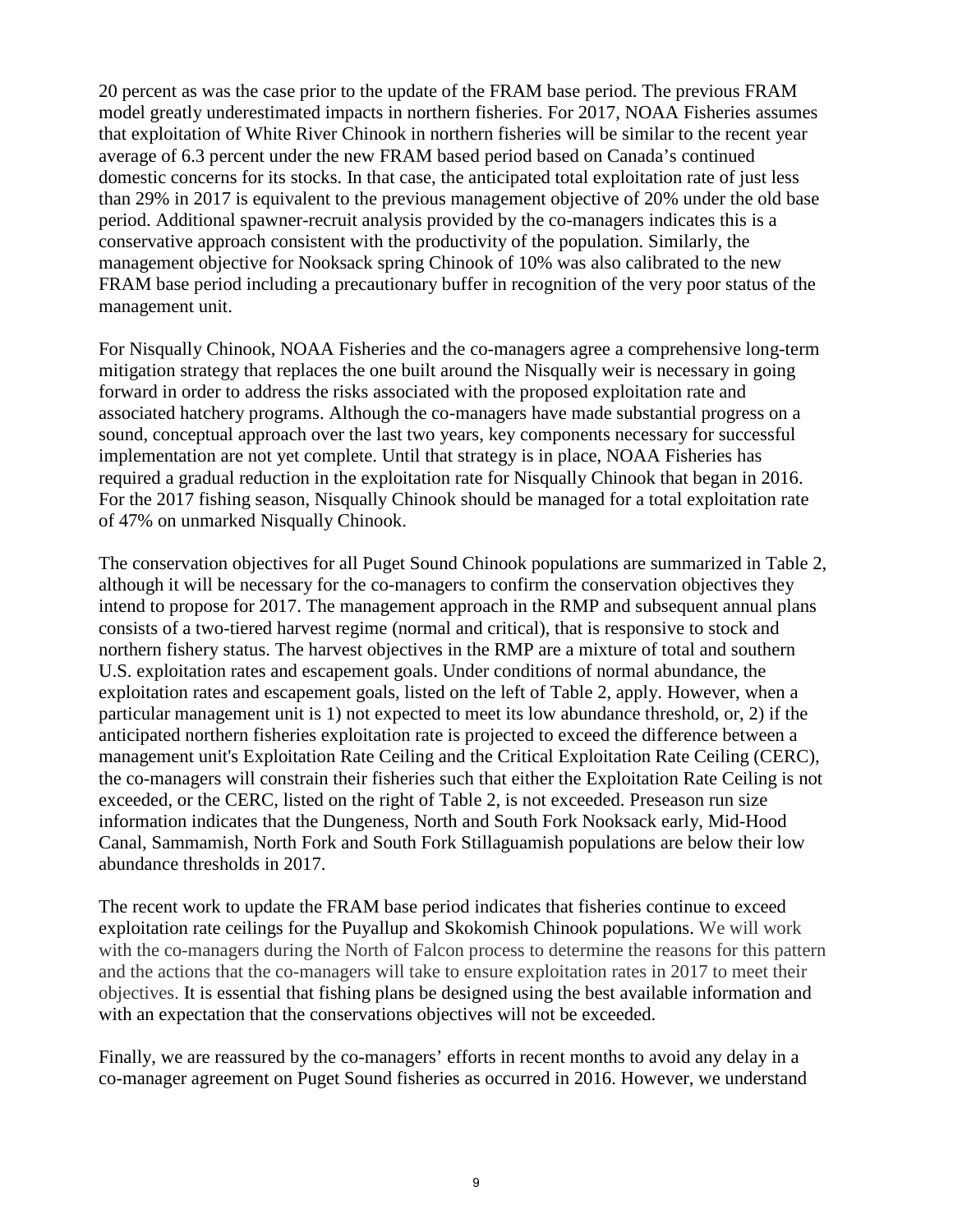20 percent as was the case prior to the update of the FRAM base period. The previous FRAM model greatly underestimated impacts in northern fisheries. For 2017, NOAA Fisheries assumes that exploitation of White River Chinook in northern fisheries will be similar to the recent year average of 6.3 percent under the new FRAM based period based on Canada's continued domestic concerns for its stocks. In that case, the anticipated total exploitation rate of just less than 29% in 2017 is equivalent to the previous management objective of 20% under the old base period. Additional spawner-recruit analysis provided by the co-managers indicates this is a conservative approach consistent with the productivity of the population. Similarly, the management objective for Nooksack spring Chinook of 10% was also calibrated to the new FRAM base period including a precautionary buffer in recognition of the very poor status of the management unit.

For Nisqually Chinook, NOAA Fisheries and the co-managers agree a comprehensive long-term mitigation strategy that replaces the one built around the Nisqually weir is necessary in going forward in order to address the risks associated with the proposed exploitation rate and associated hatchery programs. Although the co-managers have made substantial progress on a sound, conceptual approach over the last two years, key components necessary for successful implementation are not yet complete. Until that strategy is in place, NOAA Fisheries has required a gradual reduction in the exploitation rate for Nisqually Chinook that began in 2016. For the 2017 fishing season, Nisqually Chinook should be managed for a total exploitation rate of 47% on unmarked Nisqually Chinook.

The conservation objectives for all Puget Sound Chinook populations are summarized in Table 2, although it will be necessary for the co-managers to confirm the conservation objectives they intend to propose for 2017. The management approach in the RMP and subsequent annual plans consists of a two-tiered harvest regime (normal and critical), that is responsive to stock and northern fishery status. The harvest objectives in the RMP are a mixture of total and southern U.S. exploitation rates and escapement goals. Under conditions of normal abundance, the exploitation rates and escapement goals, listed on the left of Table 2, apply. However, when a particular management unit is 1) not expected to meet its low abundance threshold, or, 2) if the anticipated northern fisheries exploitation rate is projected to exceed the difference between a management unit's Exploitation Rate Ceiling and the Critical Exploitation Rate Ceiling (CERC), the co-managers will constrain their fisheries such that either the Exploitation Rate Ceiling is not exceeded, or the CERC, listed on the right of Table 2, is not exceeded. Preseason run size information indicates that the Dungeness, North and South Fork Nooksack early, Mid-Hood Canal, Sammamish, North Fork and South Fork Stillaguamish populations are below their low abundance thresholds in 2017.

The recent work to update the FRAM base period indicates that fisheries continue to exceed exploitation rate ceilings for the Puyallup and Skokomish Chinook populations. We will work with the co-managers during the North of Falcon process to determine the reasons for this pattern and the actions that the co-managers will take to ensure exploitation rates in 2017 to meet their objectives. It is essential that fishing plans be designed using the best available information and with an expectation that the conservations objectives will not be exceeded.

Finally, we are reassured by the co-managers' efforts in recent months to avoid any delay in a co-manager agreement on Puget Sound fisheries as occurred in 2016. However, we understand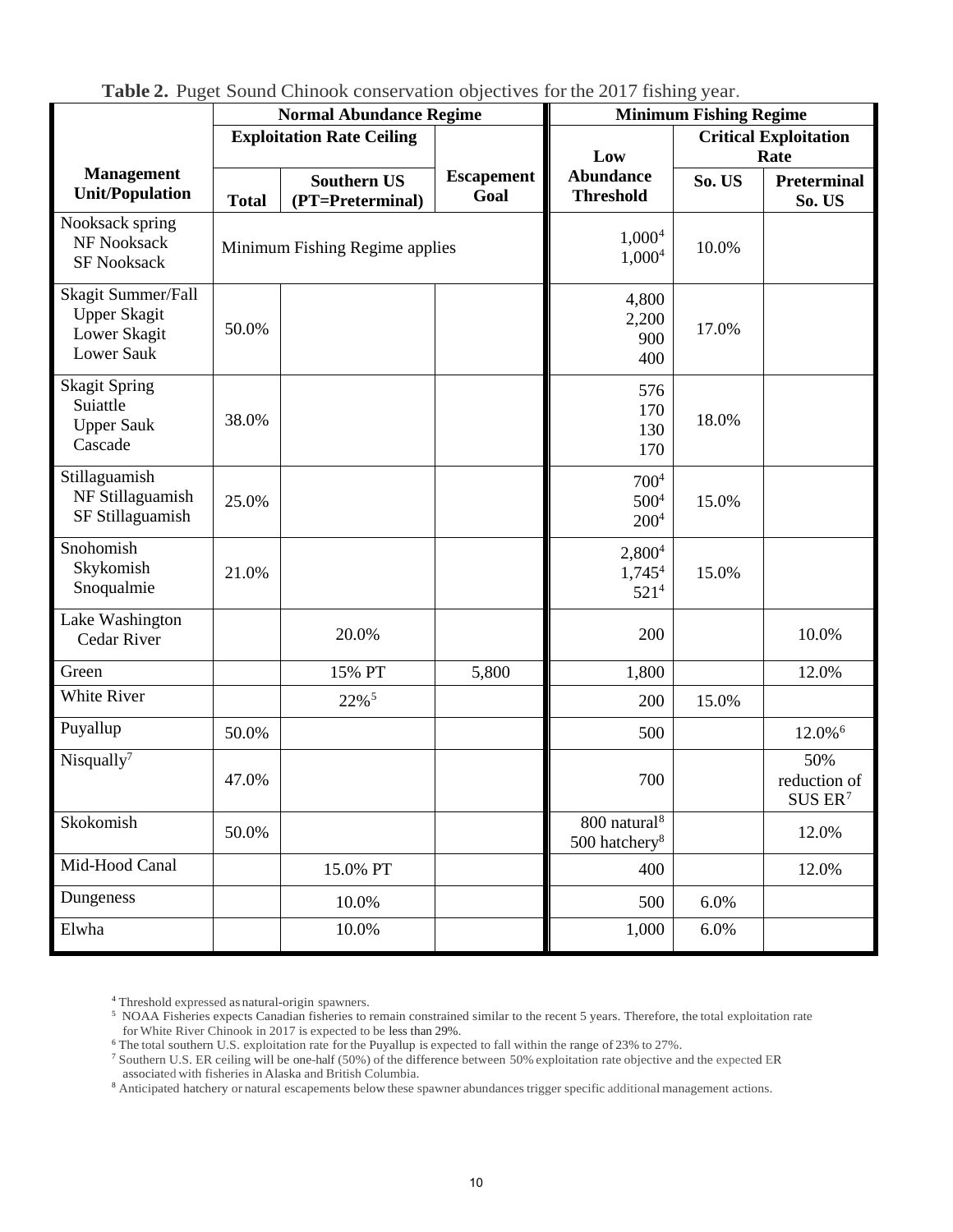**Table 2.** Puget Sound Chinook conservation objectives for the 2017 fishing year.

| Management Unit/Population | Normal Abundance Regime | | | Minimum Fishing Regime | | |
|---|---|---|---|---|---|---|
| | Exploitation Rate Ceiling | | | | Critical Exploitation Rate | |
| | Total | Southern US (PT=Preterminal) | Escapement Goal | Low Abundance Threshold | So. US | Preterminal So. US |
| Nooksack spring<br>NF Nooksack<br>SF Nooksack | Minimum Fishing Regime applies | | | 1,000[4]<br>1,000[4] | 10.0% | |
| Skagit Summer/Fall<br>Upper Skagit<br>Lower Skagit<br>Lower Sauk | 50.0% | | | 4,800<br>2,200<br>900<br>400 | 17.0% | |
| Skagit Spring<br>Suiattle<br>Upper Sauk<br>Cascade | 38.0% | | | 576<br>170<br>130<br>170 | 18.0% | |
| Stillaguamish<br>NF Stillaguamish<br>SF Stillaguamish | 25.0% | | | 700[4]<br>500[4]<br>200[4] | 15.0% | |
| Snohomish<br>Skykomish<br>Snoqualmie | 21.0% | | | 2,800[4]<br>1,745[4]<br>521[4] | 15.0% | |
| Lake Washington<br>Cedar River | | 20.0% | | 200 | | 10.0% |
| Green | | 15% PT | 5,800 | 1,800 | | 12.0% |
| White River | | 22%[5] | | 200 | 15.0% | |
| Puyallup | 50.0% | | | 500 | | 12.0%[6] |
| Nisqually[7] | 47.0% | | | 700 | | 50% reduction of SUS ER[7] |
| Skokomish | 50.0% | | | 800 natural[8]<br>500 hatchery[8] | | 12.0% |
| Mid-Hood Canal | | 15.0% PT | | 400 | | 12.0% |
| Dungeness | | 10.0% | | 500 | 6.0% | |
| Elwha | | 10.0% | | 1,000 | 6.0% | |

[4] Threshold expressed as natural-origin spawners.

[5] NOAA Fisheries expects Canadian fisheries to remain constrained similar to the recent 5 years. Therefore, the total exploitation rate for White River Chinook in 2017 is expected to be less than 29%.

[6] The total southern U.S. exploitation rate for the Puyallup is expected to fall within the range of 23% to 27%.

[7] Southern U.S. ER ceiling will be one-half (50%) of the difference between 50% exploitation rate objective and the expected ER associated with fisheries in Alaska and British Columbia.

[8] Anticipated hatchery or natural escapements below these spawner abundances trigger specific additional management actions.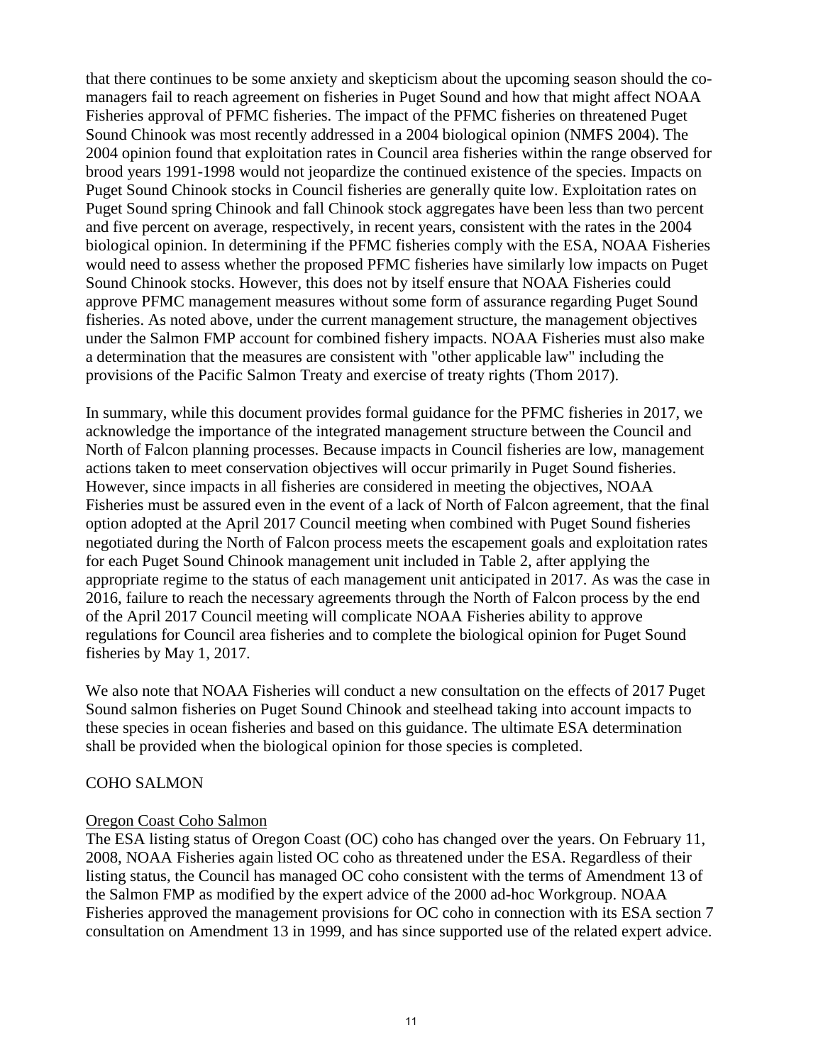that there continues to be some anxiety and skepticism about the upcoming season should the co-managers fail to reach agreement on fisheries in Puget Sound and how that might affect NOAA Fisheries approval of PFMC fisheries. The impact of the PFMC fisheries on threatened Puget Sound Chinook was most recently addressed in a 2004 biological opinion (NMFS 2004). The 2004 opinion found that exploitation rates in Council area fisheries within the range observed for brood years 1991-1998 would not jeopardize the continued existence of the species. Impacts on Puget Sound Chinook stocks in Council fisheries are generally quite low. Exploitation rates on Puget Sound spring Chinook and fall Chinook stock aggregates have been less than two percent and five percent on average, respectively, in recent years, consistent with the rates in the 2004 biological opinion. In determining if the PFMC fisheries comply with the ESA, NOAA Fisheries would need to assess whether the proposed PFMC fisheries have similarly low impacts on Puget Sound Chinook stocks. However, this does not by itself ensure that NOAA Fisheries could approve PFMC management measures without some form of assurance regarding Puget Sound fisheries. As noted above, under the current management structure, the management objectives under the Salmon FMP account for combined fishery impacts. NOAA Fisheries must also make a determination that the measures are consistent with "other applicable law" including the provisions of the Pacific Salmon Treaty and exercise of treaty rights (Thom 2017).

In summary, while this document provides formal guidance for the PFMC fisheries in 2017, we acknowledge the importance of the integrated management structure between the Council and North of Falcon planning processes. Because impacts in Council fisheries are low, management actions taken to meet conservation objectives will occur primarily in Puget Sound fisheries. However, since impacts in all fisheries are considered in meeting the objectives, NOAA Fisheries must be assured even in the event of a lack of North of Falcon agreement, that the final option adopted at the April 2017 Council meeting when combined with Puget Sound fisheries negotiated during the North of Falcon process meets the escapement goals and exploitation rates for each Puget Sound Chinook management unit included in Table 2, after applying the appropriate regime to the status of each management unit anticipated in 2017. As was the case in 2016, failure to reach the necessary agreements through the North of Falcon process by the end of the April 2017 Council meeting will complicate NOAA Fisheries ability to approve regulations for Council area fisheries and to complete the biological opinion for Puget Sound fisheries by May 1, 2017.

We also note that NOAA Fisheries will conduct a new consultation on the effects of 2017 Puget Sound salmon fisheries on Puget Sound Chinook and steelhead taking into account impacts to these species in ocean fisheries and based on this guidance. The ultimate ESA determination shall be provided when the biological opinion for those species is completed.

## COHO SALMON

### Oregon Coast Coho Salmon

The ESA listing status of Oregon Coast (OC) coho has changed over the years. On February 11, 2008, NOAA Fisheries again listed OC coho as threatened under the ESA. Regardless of their listing status, the Council has managed OC coho consistent with the terms of Amendment 13 of the Salmon FMP as modified by the expert advice of the 2000 ad-hoc Workgroup. NOAA Fisheries approved the management provisions for OC coho in connection with its ESA section 7 consultation on Amendment 13 in 1999, and has since supported use of the related expert advice.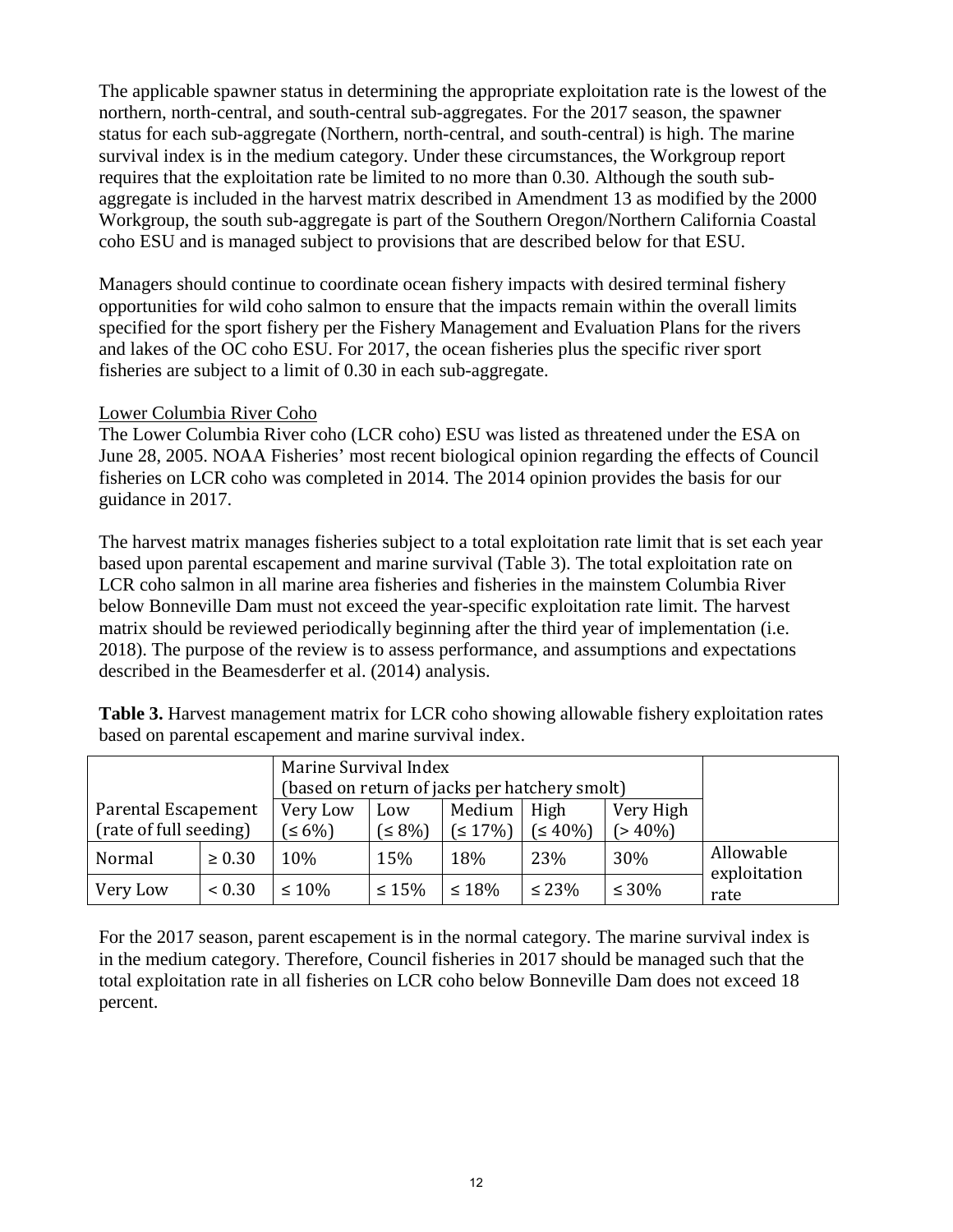The applicable spawner status in determining the appropriate exploitation rate is the lowest of the northern, north-central, and south-central sub-aggregates. For the 2017 season, the spawner status for each sub-aggregate (Northern, north-central, and south-central) is high. The marine survival index is in the medium category. Under these circumstances, the Workgroup report requires that the exploitation rate be limited to no more than 0.30. Although the south sub-aggregate is included in the harvest matrix described in Amendment 13 as modified by the 2000 Workgroup, the south sub-aggregate is part of the Southern Oregon/Northern California Coastal coho ESU and is managed subject to provisions that are described below for that ESU.

Managers should continue to coordinate ocean fishery impacts with desired terminal fishery opportunities for wild coho salmon to ensure that the impacts remain within the overall limits specified for the sport fishery per the Fishery Management and Evaluation Plans for the rivers and lakes of the OC coho ESU. For 2017, the ocean fisheries plus the specific river sport fisheries are subject to a limit of 0.30 in each sub-aggregate.

Lower Columbia River Coho

The Lower Columbia River coho (LCR coho) ESU was listed as threatened under the ESA on June 28, 2005. NOAA Fisheries' most recent biological opinion regarding the effects of Council fisheries on LCR coho was completed in 2014. The 2014 opinion provides the basis for our guidance in 2017.

The harvest matrix manages fisheries subject to a total exploitation rate limit that is set each year based upon parental escapement and marine survival (Table 3). The total exploitation rate on LCR coho salmon in all marine area fisheries and fisheries in the mainstem Columbia River below Bonneville Dam must not exceed the year-specific exploitation rate limit. The harvest matrix should be reviewed periodically beginning after the third year of implementation (i.e. 2018). The purpose of the review is to assess performance, and assumptions and expectations described in the Beamesderfer et al. (2014) analysis.

**Table 3.** Harvest management matrix for LCR coho showing allowable fishery exploitation rates based on parental escapement and marine survival index.

| | | Marine Survival Index (based on return of jacks per hatchery smolt) | | | | | |
|---|---|---|---|---|---|---|---|
| Parental Escapement (rate of full seeding) | | Very Low (≤ 6%) | Low (≤ 8%) | Medium (≤ 17%) | High (≤ 40%) | Very High (> 40%) | |
| Normal | ≥ 0.30 | 10% | 15% | 18% | 23% | 30% | Allowable exploitation rate |
| Very Low | < 0.30 | ≤ 10% | ≤ 15% | ≤ 18% | ≤ 23% | ≤ 30% | |

For the 2017 season, parent escapement is in the normal category. The marine survival index is in the medium category. Therefore, Council fisheries in 2017 should be managed such that the total exploitation rate in all fisheries on LCR coho below Bonneville Dam does not exceed 18 percent.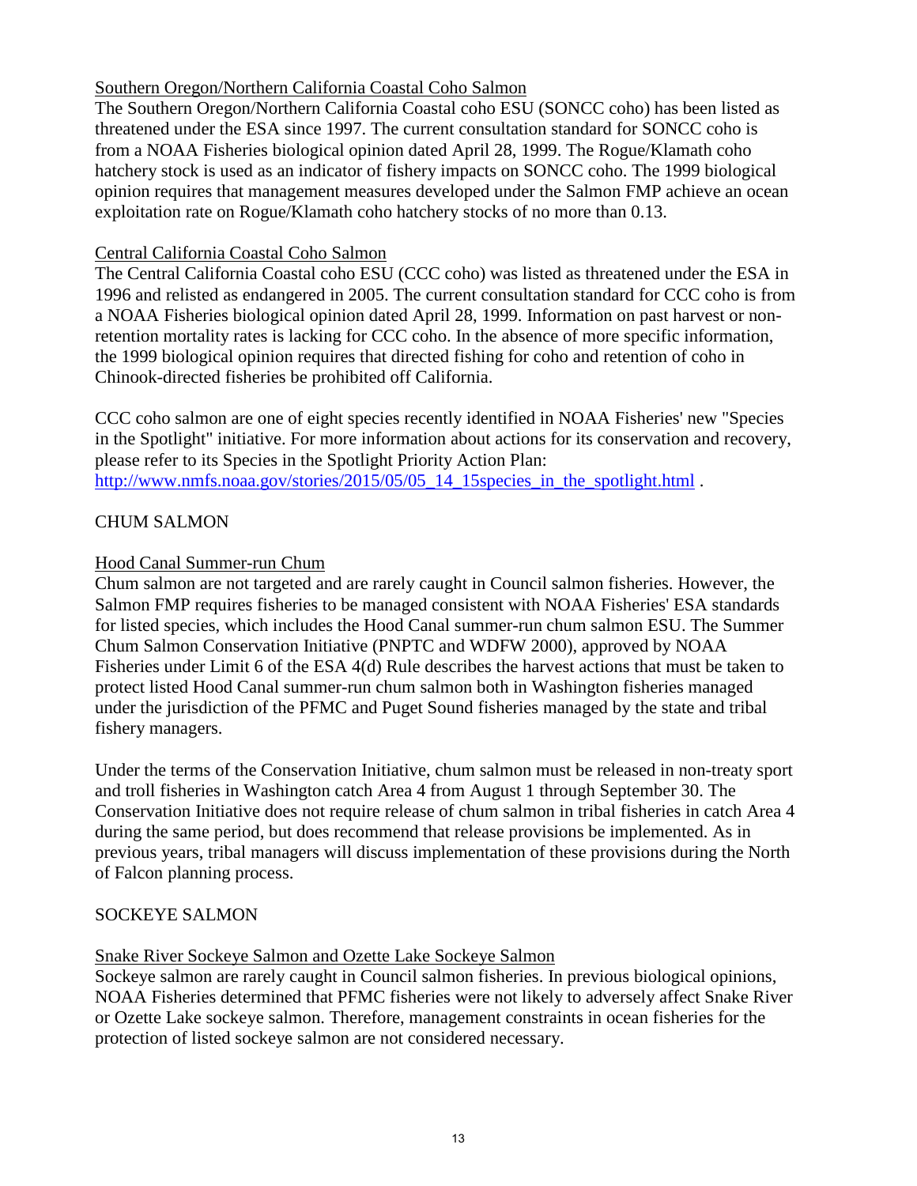Southern Oregon/Northern California Coastal Coho Salmon

The Southern Oregon/Northern California Coastal coho ESU (SONCC coho) has been listed as threatened under the ESA since 1997. The current consultation standard for SONCC coho is from a NOAA Fisheries biological opinion dated April 28, 1999. The Rogue/Klamath coho hatchery stock is used as an indicator of fishery impacts on SONCC coho. The 1999 biological opinion requires that management measures developed under the Salmon FMP achieve an ocean exploitation rate on Rogue/Klamath coho hatchery stocks of no more than 0.13.

Central California Coastal Coho Salmon

The Central California Coastal coho ESU (CCC coho) was listed as threatened under the ESA in 1996 and relisted as endangered in 2005. The current consultation standard for CCC coho is from a NOAA Fisheries biological opinion dated April 28, 1999. Information on past harvest or non-retention mortality rates is lacking for CCC coho. In the absence of more specific information, the 1999 biological opinion requires that directed fishing for coho and retention of coho in Chinook-directed fisheries be prohibited off California.

CCC coho salmon are one of eight species recently identified in NOAA Fisheries' new "Species in the Spotlight" initiative. For more information about actions for its conservation and recovery, please refer to its Species in the Spotlight Priority Action Plan: http://www.nmfs.noaa.gov/stories/2015/05/05_14_15species_in_the_spotlight.html .

## CHUM SALMON

Hood Canal Summer-run Chum

Chum salmon are not targeted and are rarely caught in Council salmon fisheries. However, the Salmon FMP requires fisheries to be managed consistent with NOAA Fisheries' ESA standards for listed species, which includes the Hood Canal summer-run chum salmon ESU. The Summer Chum Salmon Conservation Initiative (PNPTC and WDFW 2000), approved by NOAA Fisheries under Limit 6 of the ESA 4(d) Rule describes the harvest actions that must be taken to protect listed Hood Canal summer-run chum salmon both in Washington fisheries managed under the jurisdiction of the PFMC and Puget Sound fisheries managed by the state and tribal fishery managers.

Under the terms of the Conservation Initiative, chum salmon must be released in non-treaty sport and troll fisheries in Washington catch Area 4 from August 1 through September 30. The Conservation Initiative does not require release of chum salmon in tribal fisheries in catch Area 4 during the same period, but does recommend that release provisions be implemented. As in previous years, tribal managers will discuss implementation of these provisions during the North of Falcon planning process.

## SOCKEYE SALMON

Snake River Sockeye Salmon and Ozette Lake Sockeye Salmon

Sockeye salmon are rarely caught in Council salmon fisheries. In previous biological opinions, NOAA Fisheries determined that PFMC fisheries were not likely to adversely affect Snake River or Ozette Lake sockeye salmon. Therefore, management constraints in ocean fisheries for the protection of listed sockeye salmon are not considered necessary.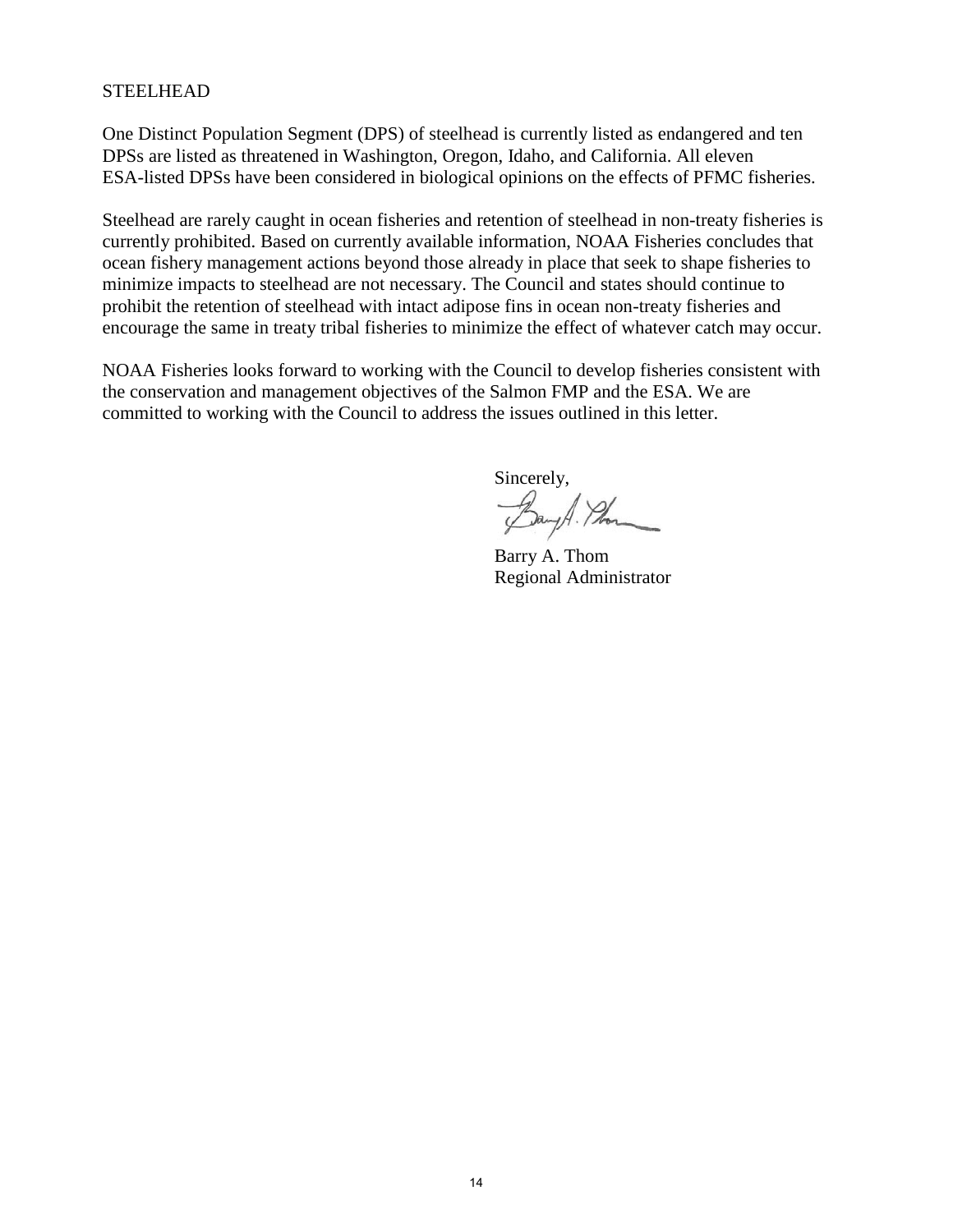STEELHEAD

One Distinct Population Segment (DPS) of steelhead is currently listed as endangered and ten DPSs are listed as threatened in Washington, Oregon, Idaho, and California. All eleven ESA-listed DPSs have been considered in biological opinions on the effects of PFMC fisheries.

Steelhead are rarely caught in ocean fisheries and retention of steelhead in non-treaty fisheries is currently prohibited. Based on currently available information, NOAA Fisheries concludes that ocean fishery management actions beyond those already in place that seek to shape fisheries to minimize impacts to steelhead are not necessary. The Council and states should continue to prohibit the retention of steelhead with intact adipose fins in ocean non-treaty fisheries and encourage the same in treaty tribal fisheries to minimize the effect of whatever catch may occur.

NOAA Fisheries looks forward to working with the Council to develop fisheries consistent with the conservation and management objectives of the Salmon FMP and the ESA. We are committed to working with the Council to address the issues outlined in this letter.

Sincerely,

Barry A. Thom
Regional Administrator